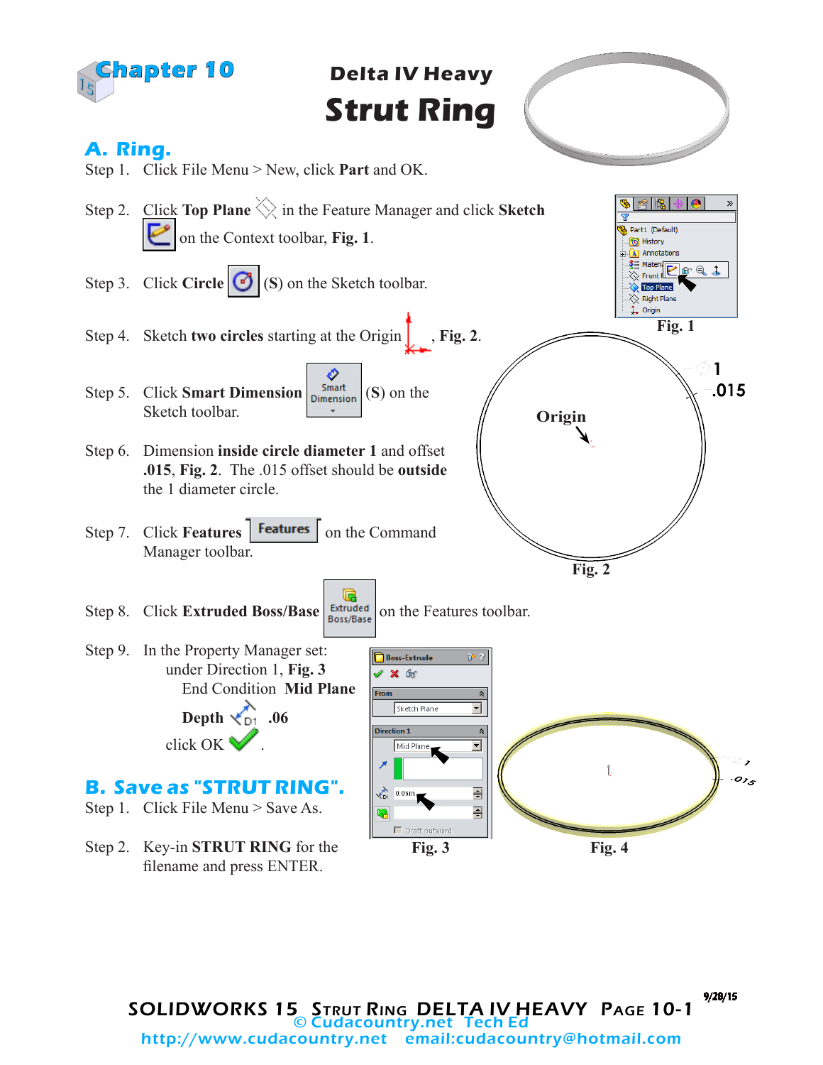# Chapter 10

## Delta IV Heavy
# Strut Ring

## A. Ring.

Step 1. Click File Menu > New, click **Part** and OK.

Step 2. Click **Top Plane** in the Feature Manager and click **Sketch** on the Context toolbar, **Fig. 1**.

Step 3. Click **Circle** (**S**) on the Sketch toolbar.

Step 4. Sketch **two circles** starting at the Origin, **Fig. 2**.

Step 5. Click **Smart Dimension** (**S**) on the Sketch toolbar.

Step 6. Dimension **inside circle diameter 1** and offset **.015**, **Fig. 2**. The .015 offset should be **outside** the 1 diameter circle.

Step 7. Click **Features** on the Command Manager toolbar.

Step 8. Click **Extruded Boss/Base** on the Features toolbar.

Step 9. In the Property Manager set:
under Direction 1, **Fig. 3**
End Condition **Mid Plane**
**Depth** **.06**
click OK.

Fig. 1

Fig. 2

Fig. 3

Fig. 4

## B. Save as "STRUT RING".

Step 1. Click File Menu > Save As.

Step 2. Key-in **STRUT RING** for the filename and press ENTER.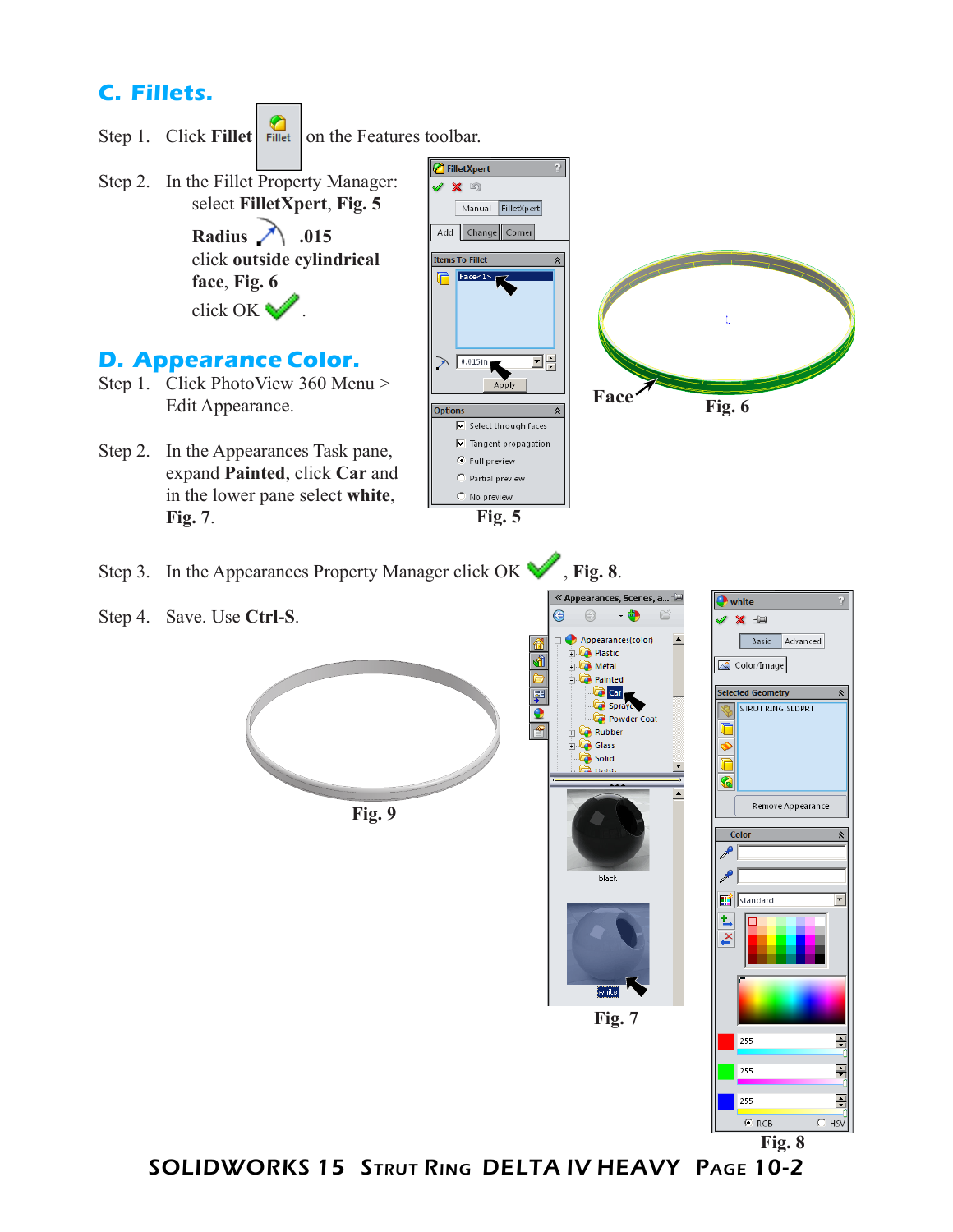## C. Fillets.

Step 1. Click **Fillet** on the Features toolbar.

Step 2. In the Fillet Property Manager: select **FilletXpert**, **Fig. 5**

**Radius** .015

click **outside cylindrical face**, **Fig. 6**

click OK.

Fig. 5

Face

Fig. 6

## D. Appearance Color.

Step 1. Click PhotoView 360 Menu > Edit Appearance.

Step 2. In the Appearances Task pane, expand **Painted**, click **Car** and in the lower pane select **white**, **Fig. 7**.

Step 3. In the Appearances Property Manager click OK, **Fig. 8**.

Step 4. Save. Use **Ctrl-S**.

Fig. 9

Fig. 7

Fig. 8